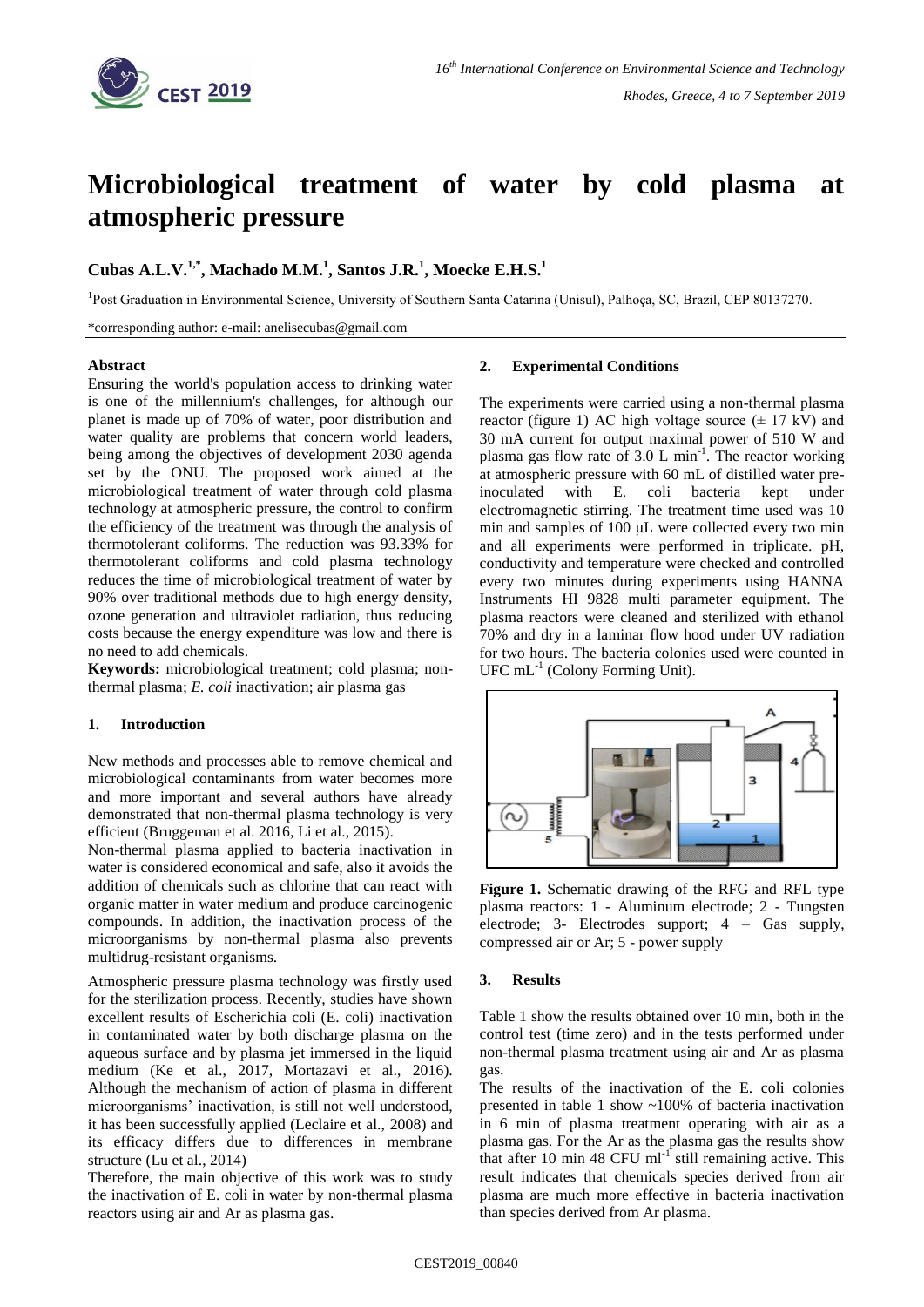# Microbiological treatment of water by cold plasma at atmospheric pressure

**Cubas A.L.V.[1,*], Machado M.M.[1], Santos J.R.[1], Moecke E.H.S.[1]**

[1]Post Graduation in Environmental Science, University of Southern Santa Catarina (Unisul), Palhoça, SC, Brazil, CEP 80137270.

*corresponding author: e-mail: anelisecubas@gmail.com

#### Abstract

Ensuring the world's population access to drinking water is one of the millennium's challenges, for although our planet is made up of 70% of water, poor distribution and water quality are problems that concern world leaders, being among the objectives of development 2030 agenda set by the ONU. The proposed work aimed at the microbiological treatment of water through cold plasma technology at atmospheric pressure, the control to confirm the efficiency of the treatment was through the analysis of thermotolerant coliforms. The reduction was 93.33% for thermotolerant coliforms and cold plasma technology reduces the time of microbiological treatment of water by 90% over traditional methods due to high energy density, ozone generation and ultraviolet radiation, thus reducing costs because the energy expenditure was low and there is no need to add chemicals.

**Keywords:** microbiological treatment; cold plasma; non-thermal plasma; *E. coli* inactivation; air plasma gas

## 1. Introduction

New methods and processes able to remove chemical and microbiological contaminants from water becomes more and more important and several authors have already demonstrated that non-thermal plasma technology is very efficient (Bruggeman et al. 2016, Li et al., 2015).

Non-thermal plasma applied to bacteria inactivation in water is considered economical and safe, also it avoids the addition of chemicals such as chlorine that can react with organic matter in water medium and produce carcinogenic compounds. In addition, the inactivation process of the microorganisms by non-thermal plasma also prevents multidrug-resistant organisms.

Atmospheric pressure plasma technology was firstly used for the sterilization process. Recently, studies have shown excellent results of Escherichia coli (E. coli) inactivation in contaminated water by both discharge plasma on the aqueous surface and by plasma jet immersed in the liquid medium (Ke et al., 2017, Mortazavi et al., 2016). Although the mechanism of action of plasma in different microorganisms' inactivation, is still not well understood, it has been successfully applied (Leclaire et al., 2008) and its efficacy differs due to differences in membrane structure (Lu et al., 2014)

Therefore, the main objective of this work was to study the inactivation of E. coli in water by non-thermal plasma reactors using air and Ar as plasma gas.

## 2. Experimental Conditions

The experiments were carried using a non-thermal plasma reactor (figure 1) AC high voltage source (± 17 kV) and 30 mA current for output maximal power of 510 W and plasma gas flow rate of 3.0 L min$^{-1}$. The reactor working at atmospheric pressure with 60 mL of distilled water pre-inoculated with E. coli bacteria kept under electromagnetic stirring. The treatment time used was 10 min and samples of 100 μL were collected every two min and all experiments were performed in triplicate. pH, conductivity and temperature were checked and controlled every two minutes during experiments using HANNA Instruments HI 9828 multi parameter equipment. The plasma reactors were cleaned and sterilized with ethanol 70% and dry in a laminar flow hood under UV radiation for two hours. The bacteria colonies used were counted in UFC mL$^{-1}$ (Colony Forming Unit).

**Figure 1.** Schematic drawing of the RFG and RFL type plasma reactors: 1 - Aluminum electrode; 2 - Tungsten electrode; 3- Electrodes support; 4 – Gas supply, compressed air or Ar; 5 - power supply

## 3. Results

Table 1 show the results obtained over 10 min, both in the control test (time zero) and in the tests performed under non-thermal plasma treatment using air and Ar as plasma gas.

The results of the inactivation of the E. coli colonies presented in table 1 show ~100% of bacteria inactivation in 6 min of plasma treatment operating with air as a plasma gas. For the Ar as the plasma gas the results show that after 10 min 48 CFU ml$^{-1}$ still remaining active. This result indicates that chemicals species derived from air plasma are much more effective in bacteria inactivation than species derived from Ar plasma.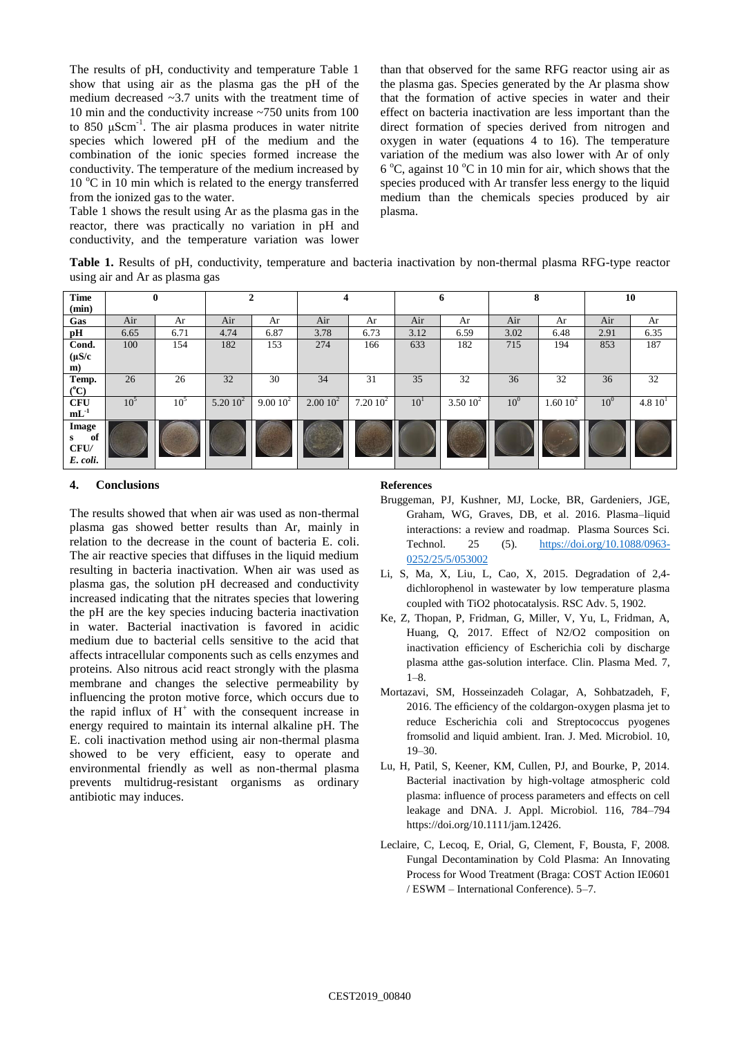The results of pH, conductivity and temperature Table 1 show that using air as the plasma gas the pH of the medium decreased ~3.7 units with the treatment time of 10 min and the conductivity increase ~750 units from 100 to 850 μScm$^{-1}$. The air plasma produces in water nitrite species which lowered pH of the medium and the combination of the ionic species formed increase the conductivity. The temperature of the medium increased by 10 $^{o}$C in 10 min which is related to the energy transferred from the ionized gas to the water.

Table 1 shows the result using Ar as the plasma gas in the reactor, there was practically no variation in pH and conductivity, and the temperature variation was lower than that observed for the same RFG reactor using air as the plasma gas. Species generated by the Ar plasma show that the formation of active species in water and their effect on bacteria inactivation are less important than the direct formation of species derived from nitrogen and oxygen in water (equations 4 to 16). The temperature variation of the medium was also lower with Ar of only 6 $^{o}$C, against 10 $^{o}$C in 10 min for air, which shows that the species produced with Ar transfer less energy to the liquid medium than the chemicals species produced by air plasma.

**Table 1.** Results of pH, conductivity, temperature and bacteria inactivation by non-thermal plasma RFG-type reactor using air and Ar as plasma gas

| **Time (min)** | **0** | | **2** | | **4** | | **6** | | **8** | | **10** | |
|---|---|---|---|---|---|---|---|---|---|---|---|---|
| **Gas** | Air | Ar | Air | Ar | Air | Ar | Air | Ar | Air | Ar | Air | Ar |
| **pH** | 6.65 | 6.71 | 4.74 | 6.87 | 3.78 | 6.73 | 3.12 | 6.59 | 3.02 | 6.48 | 2.91 | 6.35 |
| **Cond. (μS/cm)** | 100 | 154 | 182 | 153 | 274 | 166 | 633 | 182 | 715 | 194 | 853 | 187 |
| **Temp. ($^{o}$C)** | 26 | 26 | 32 | 30 | 34 | 31 | 35 | 32 | 36 | 32 | 36 | 32 |
| **CFU mL$^{-1}$** | $10^5$ | $10^5$ | $5.20\ 10^2$ | $9.00\ 10^2$ | $2.00\ 10^2$ | $7.20\ 10^2$ | $10^1$ | $3.50\ 10^2$ | $10^0$ | $1.60\ 10^2$ | $10^0$ | $4.8\ 10^1$ |
| **Images of CFU/ *E. coli.*** | | | | | | | | | | | | |

## 4. Conclusions

The results showed that when air was used as non-thermal plasma gas showed better results than Ar, mainly in relation to the decrease in the count of bacteria E. coli. The air reactive species that diffuses in the liquid medium resulting in bacteria inactivation. When air was used as plasma gas, the solution pH decreased and conductivity increased indicating that the nitrates species that lowering the pH are the key species inducing bacteria inactivation in water. Bacterial inactivation is favored in acidic medium due to bacterial cells sensitive to the acid that affects intracellular components such as cells enzymes and proteins. Also nitrous acid react strongly with the plasma membrane and changes the selective permeability by influencing the proton motive force, which occurs due to the rapid influx of H$^{+}$ with the consequent increase in energy required to maintain its internal alkaline pH. The E. coli inactivation method using air non-thermal plasma showed to be very efficient, easy to operate and environmental friendly as well as non-thermal plasma prevents multidrug-resistant organisms as ordinary antibiotic may induces.

## References

Bruggeman, PJ, Kushner, MJ, Locke, BR, Gardeniers, JGE, Graham, WG, Graves, DB, et al. 2016. Plasma–liquid interactions: a review and roadmap. Plasma Sources Sci. Technol. 25 (5). https://doi.org/10.1088/0963-0252/25/5/053002

Li, S, Ma, X, Liu, L, Cao, X, 2015. Degradation of 2,4-dichlorophenol in wastewater by low temperature plasma coupled with TiO2 photocatalysis. RSC Adv. 5, 1902.

Ke, Z, Thopan, P, Fridman, G, Miller, V, Yu, L, Fridman, A, Huang, Q, 2017. Effect of N2/O2 composition on inactivation efficiency of Escherichia coli by discharge plasma atthe gas-solution interface. Clin. Plasma Med. 7, 1–8.

Mortazavi, SM, Hosseinzadeh Colagar, A, Sohbatzadeh, F, 2016. The efficiency of the coldargon-oxygen plasma jet to reduce Escherichia coli and Streptococcus pyogenes fromsolid and liquid ambient. Iran. J. Med. Microbiol. 10, 19–30.

Lu, H, Patil, S, Keener, KM, Cullen, PJ, and Bourke, P, 2014. Bacterial inactivation by high-voltage atmospheric cold plasma: influence of process parameters and effects on cell leakage and DNA. J. Appl. Microbiol. 116, 784–794 https://doi.org/10.1111/jam.12426.

Leclaire, C, Lecoq, E, Orial, G, Clement, F, Bousta, F, 2008. Fungal Decontamination by Cold Plasma: An Innovating Process for Wood Treatment (Braga: COST Action IE0601 / ESWM – International Conference). 5–7.